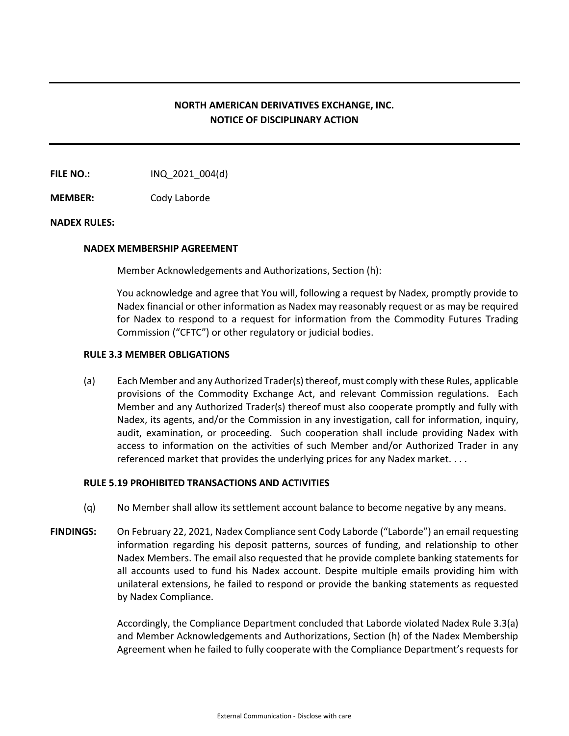# NORTH AMERICAN DERIVATIVES EXCHANGE, INC.
# NOTICE OF DISCIPLINARY ACTION

**FILE NO.:** INQ_2021_004(d)

**MEMBER:** Cody Laborde

**NADEX RULES:**

**NADEX MEMBERSHIP AGREEMENT**

Member Acknowledgements and Authorizations, Section (h):

You acknowledge and agree that You will, following a request by Nadex, promptly provide to Nadex financial or other information as Nadex may reasonably request or as may be required for Nadex to respond to a request for information from the Commodity Futures Trading Commission ("CFTC") or other regulatory or judicial bodies.

**RULE 3.3 MEMBER OBLIGATIONS**

(a) Each Member and any Authorized Trader(s) thereof, must comply with these Rules, applicable provisions of the Commodity Exchange Act, and relevant Commission regulations. Each Member and any Authorized Trader(s) thereof must also cooperate promptly and fully with Nadex, its agents, and/or the Commission in any investigation, call for information, inquiry, audit, examination, or proceeding. Such cooperation shall include providing Nadex with access to information on the activities of such Member and/or Authorized Trader in any referenced market that provides the underlying prices for any Nadex market. . . .

**RULE 5.19 PROHIBITED TRANSACTIONS AND ACTIVITIES**

(q) No Member shall allow its settlement account balance to become negative by any means.

**FINDINGS:** On February 22, 2021, Nadex Compliance sent Cody Laborde ("Laborde") an email requesting information regarding his deposit patterns, sources of funding, and relationship to other Nadex Members. The email also requested that he provide complete banking statements for all accounts used to fund his Nadex account. Despite multiple emails providing him with unilateral extensions, he failed to respond or provide the banking statements as requested by Nadex Compliance.

Accordingly, the Compliance Department concluded that Laborde violated Nadex Rule 3.3(a) and Member Acknowledgements and Authorizations, Section (h) of the Nadex Membership Agreement when he failed to fully cooperate with the Compliance Department's requests for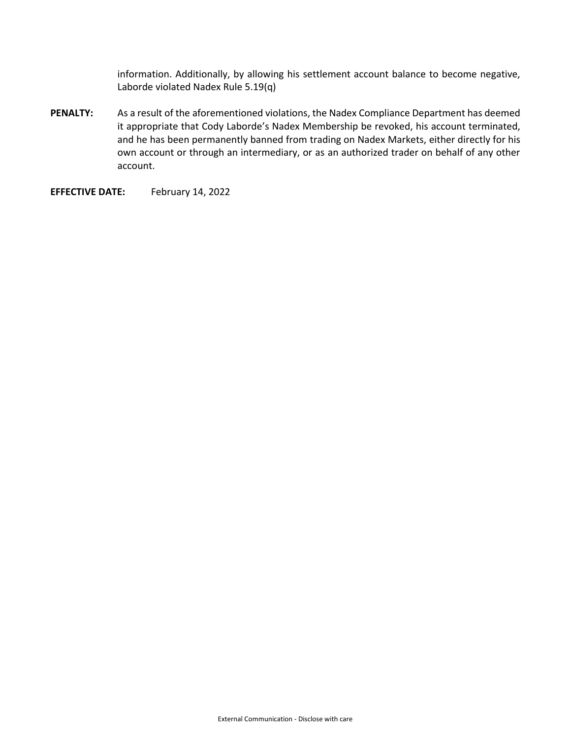information. Additionally, by allowing his settlement account balance to become negative, Laborde violated Nadex Rule 5.19(q)

**PENALTY:** As a result of the aforementioned violations, the Nadex Compliance Department has deemed it appropriate that Cody Laborde's Nadex Membership be revoked, his account terminated, and he has been permanently banned from trading on Nadex Markets, either directly for his own account or through an intermediary, or as an authorized trader on behalf of any other account.

**EFFECTIVE DATE:** February 14, 2022